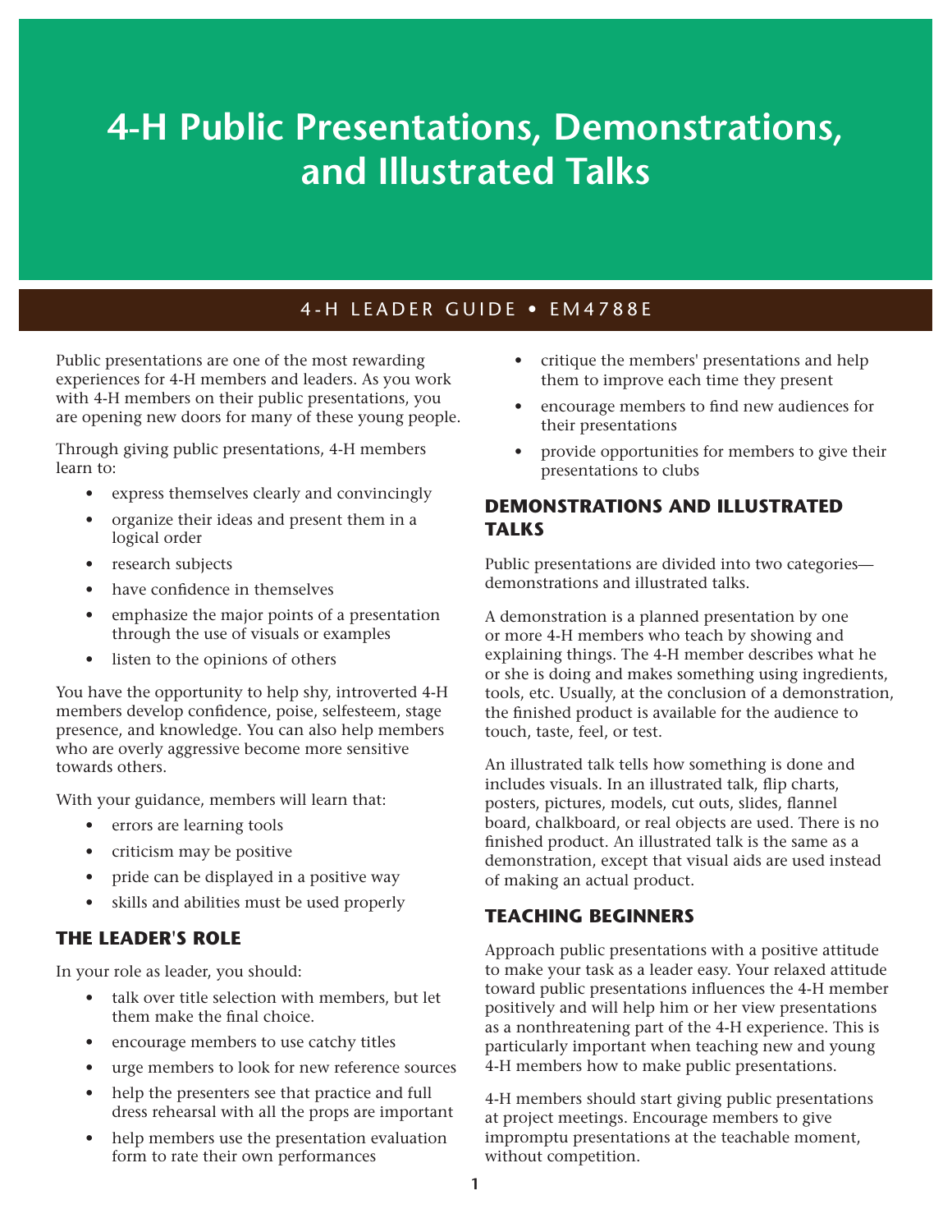# 4-H Public Presentations, Demonstrations, and Illustrated Talks

4-H LEADER GUIDE • EM4788E

Public presentations are one of the most rewarding experiences for 4-H members and leaders. As you work with 4-H members on their public presentations, you are opening new doors for many of these young people.

Through giving public presentations, 4-H members learn to:

- express themselves clearly and convincingly
- organize their ideas and present them in a logical order
- research subjects
- have confidence in themselves
- emphasize the major points of a presentation through the use of visuals or examples
- listen to the opinions of others

You have the opportunity to help shy, introverted 4-H members develop confidence, poise, selfesteem, stage presence, and knowledge. You can also help members who are overly aggressive become more sensitive towards others.

With your guidance, members will learn that:

- errors are learning tools
- criticism may be positive
- pride can be displayed in a positive way
- skills and abilities must be used properly

## THE LEADER'S ROLE

In your role as leader, you should:

- talk over title selection with members, but let them make the final choice.
- encourage members to use catchy titles
- urge members to look for new reference sources
- help the presenters see that practice and full dress rehearsal with all the props are important
- help members use the presentation evaluation form to rate their own performances
- critique the members' presentations and help them to improve each time they present
- encourage members to find new audiences for their presentations
- provide opportunities for members to give their presentations to clubs

## DEMONSTRATIONS AND ILLUSTRATED TALKS

Public presentations are divided into two categories—demonstrations and illustrated talks.

A demonstration is a planned presentation by one or more 4-H members who teach by showing and explaining things. The 4-H member describes what he or she is doing and makes something using ingredients, tools, etc. Usually, at the conclusion of a demonstration, the finished product is available for the audience to touch, taste, feel, or test.

An illustrated talk tells how something is done and includes visuals. In an illustrated talk, flip charts, posters, pictures, models, cut outs, slides, flannel board, chalkboard, or real objects are used. There is no finished product. An illustrated talk is the same as a demonstration, except that visual aids are used instead of making an actual product.

## TEACHING BEGINNERS

Approach public presentations with a positive attitude to make your task as a leader easy. Your relaxed attitude toward public presentations influences the 4-H member positively and will help him or her view presentations as a nonthreatening part of the 4-H experience. This is particularly important when teaching new and young 4-H members how to make public presentations.

4-H members should start giving public presentations at project meetings. Encourage members to give impromptu presentations at the teachable moment, without competition.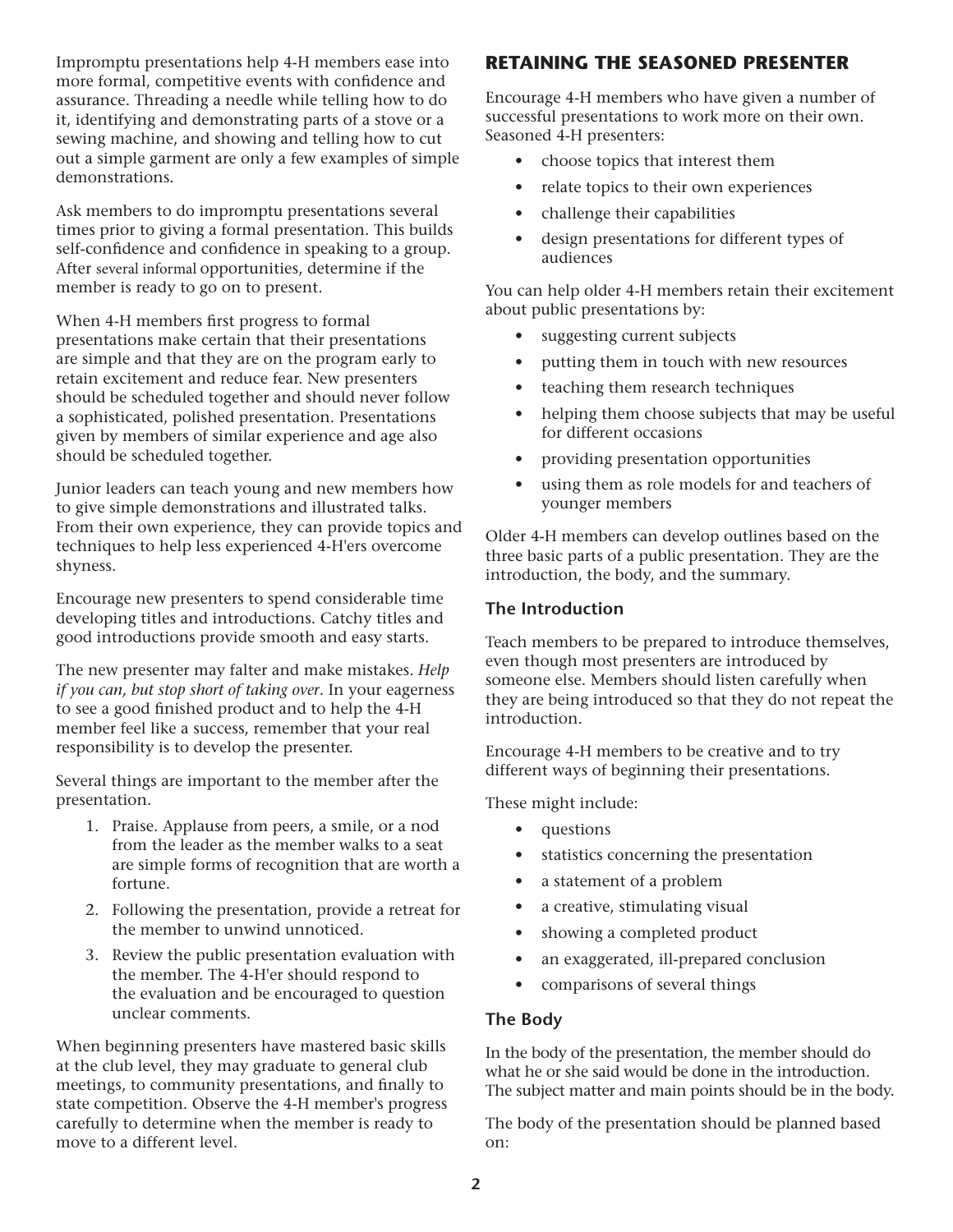Impromptu presentations help 4-H members ease into more formal, competitive events with confidence and assurance. Threading a needle while telling how to do it, identifying and demonstrating parts of a stove or a sewing machine, and showing and telling how to cut out a simple garment are only a few examples of simple demonstrations.

Ask members to do impromptu presentations several times prior to giving a formal presentation. This builds self-confidence and confidence in speaking to a group. After several informal opportunities, determine if the member is ready to go on to present.

When 4-H members first progress to formal presentations make certain that their presentations are simple and that they are on the program early to retain excitement and reduce fear. New presenters should be scheduled together and should never follow a sophisticated, polished presentation. Presentations given by members of similar experience and age also should be scheduled together.

Junior leaders can teach young and new members how to give simple demonstrations and illustrated talks. From their own experience, they can provide topics and techniques to help less experienced 4-H'ers overcome shyness.

Encourage new presenters to spend considerable time developing titles and introductions. Catchy titles and good introductions provide smooth and easy starts.

The new presenter may falter and make mistakes. *Help if you can, but stop short of taking over.* In your eagerness to see a good finished product and to help the 4-H member feel like a success, remember that your real responsibility is to develop the presenter.

Several things are important to the member after the presentation.

1. Praise. Applause from peers, a smile, or a nod from the leader as the member walks to a seat are simple forms of recognition that are worth a fortune.
2. Following the presentation, provide a retreat for the member to unwind unnoticed.
3. Review the public presentation evaluation with the member. The 4-H'er should respond to the evaluation and be encouraged to question unclear comments.

When beginning presenters have mastered basic skills at the club level, they may graduate to general club meetings, to community presentations, and finally to state competition. Observe the 4-H member's progress carefully to determine when the member is ready to move to a different level.

## RETAINING THE SEASONED PRESENTER

Encourage 4-H members who have given a number of successful presentations to work more on their own. Seasoned 4-H presenters:

- choose topics that interest them
- relate topics to their own experiences
- challenge their capabilities
- design presentations for different types of audiences

You can help older 4-H members retain their excitement about public presentations by:

- suggesting current subjects
- putting them in touch with new resources
- teaching them research techniques
- helping them choose subjects that may be useful for different occasions
- providing presentation opportunities
- using them as role models for and teachers of younger members

Older 4-H members can develop outlines based on the three basic parts of a public presentation. They are the introduction, the body, and the summary.

### The Introduction

Teach members to be prepared to introduce themselves, even though most presenters are introduced by someone else. Members should listen carefully when they are being introduced so that they do not repeat the introduction.

Encourage 4-H members to be creative and to try different ways of beginning their presentations.

These might include:

- questions
- statistics concerning the presentation
- a statement of a problem
- a creative, stimulating visual
- showing a completed product
- an exaggerated, ill-prepared conclusion
- comparisons of several things

### The Body

In the body of the presentation, the member should do what he or she said would be done in the introduction. The subject matter and main points should be in the body.

The body of the presentation should be planned based on: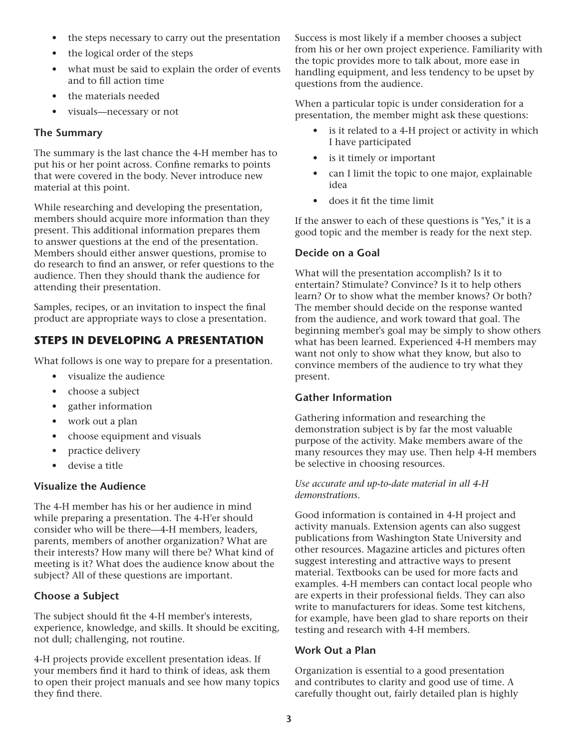- the steps necessary to carry out the presentation
- the logical order of the steps
- what must be said to explain the order of events and to fill action time
- the materials needed
- visuals—necessary or not

### The Summary

The summary is the last chance the 4-H member has to put his or her point across. Confine remarks to points that were covered in the body. Never introduce new material at this point.

While researching and developing the presentation, members should acquire more information than they present. This additional information prepares them to answer questions at the end of the presentation. Members should either answer questions, promise to do research to find an answer, or refer questions to the audience. Then they should thank the audience for attending their presentation.

Samples, recipes, or an invitation to inspect the final product are appropriate ways to close a presentation.

## STEPS IN DEVELOPING A PRESENTATION

What follows is one way to prepare for a presentation.

- visualize the audience
- choose a subject
- gather information
- work out a plan
- choose equipment and visuals
- practice delivery
- devise a title

### Visualize the Audience

The 4-H member has his or her audience in mind while preparing a presentation. The 4-H'er should consider who will be there—4-H members, leaders, parents, members of another organization? What are their interests? How many will there be? What kind of meeting is it? What does the audience know about the subject? All of these questions are important.

### Choose a Subject

The subject should fit the 4-H member's interests, experience, knowledge, and skills. It should be exciting, not dull; challenging, not routine.

4-H projects provide excellent presentation ideas. If your members find it hard to think of ideas, ask them to open their project manuals and see how many topics they find there.

Success is most likely if a member chooses a subject from his or her own project experience. Familiarity with the topic provides more to talk about, more ease in handling equipment, and less tendency to be upset by questions from the audience.

When a particular topic is under consideration for a presentation, the member might ask these questions:

- is it related to a 4-H project or activity in which I have participated
- is it timely or important
- can I limit the topic to one major, explainable idea
- does it fit the time limit

If the answer to each of these questions is "Yes," it is a good topic and the member is ready for the next step.

### Decide on a Goal

What will the presentation accomplish? Is it to entertain? Stimulate? Convince? Is it to help others learn? Or to show what the member knows? Or both? The member should decide on the response wanted from the audience, and work toward that goal. The beginning member's goal may be simply to show others what has been learned. Experienced 4-H members may want not only to show what they know, but also to convince members of the audience to try what they present.

### Gather Information

Gathering information and researching the demonstration subject is by far the most valuable purpose of the activity. Make members aware of the many resources they may use. Then help 4-H members be selective in choosing resources.

*Use accurate and up-to-date material in all 4-H demonstrations.*

Good information is contained in 4-H project and activity manuals. Extension agents can also suggest publications from Washington State University and other resources. Magazine articles and pictures often suggest interesting and attractive ways to present material. Textbooks can be used for more facts and examples. 4-H members can contact local people who are experts in their professional fields. They can also write to manufacturers for ideas. Some test kitchens, for example, have been glad to share reports on their testing and research with 4-H members.

### Work Out a Plan

Organization is essential to a good presentation and contributes to clarity and good use of time. A carefully thought out, fairly detailed plan is highly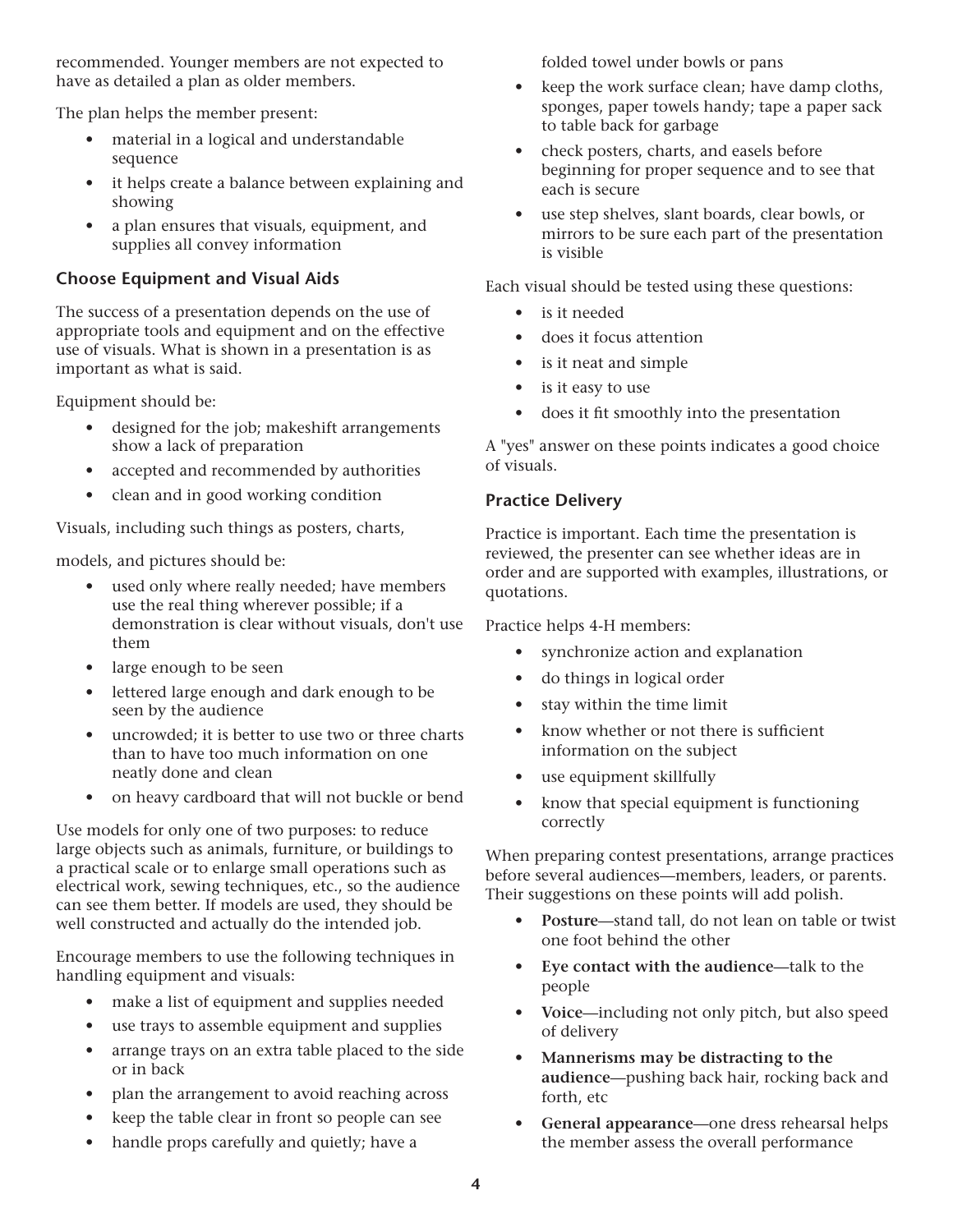recommended. Younger members are not expected to have as detailed a plan as older members.

The plan helps the member present:

- material in a logical and understandable sequence
- it helps create a balance between explaining and showing
- a plan ensures that visuals, equipment, and supplies all convey information

### Choose Equipment and Visual Aids

The success of a presentation depends on the use of appropriate tools and equipment and on the effective use of visuals. What is shown in a presentation is as important as what is said.

Equipment should be:

- designed for the job; makeshift arrangements show a lack of preparation
- accepted and recommended by authorities
- clean and in good working condition

Visuals, including such things as posters, charts,

models, and pictures should be:

- used only where really needed; have members use the real thing wherever possible; if a demonstration is clear without visuals, don't use them
- large enough to be seen
- lettered large enough and dark enough to be seen by the audience
- uncrowded; it is better to use two or three charts than to have too much information on one neatly done and clean
- on heavy cardboard that will not buckle or bend

Use models for only one of two purposes: to reduce large objects such as animals, furniture, or buildings to a practical scale or to enlarge small operations such as electrical work, sewing techniques, etc., so the audience can see them better. If models are used, they should be well constructed and actually do the intended job.

Encourage members to use the following techniques in handling equipment and visuals:

- make a list of equipment and supplies needed
- use trays to assemble equipment and supplies
- arrange trays on an extra table placed to the side or in back
- plan the arrangement to avoid reaching across
- keep the table clear in front so people can see
- handle props carefully and quietly; have a folded towel under bowls or pans
- keep the work surface clean; have damp cloths, sponges, paper towels handy; tape a paper sack to table back for garbage
- check posters, charts, and easels before beginning for proper sequence and to see that each is secure
- use step shelves, slant boards, clear bowls, or mirrors to be sure each part of the presentation is visible

Each visual should be tested using these questions:

- is it needed
- does it focus attention
- is it neat and simple
- is it easy to use
- does it fit smoothly into the presentation

A "yes" answer on these points indicates a good choice of visuals.

### Practice Delivery

Practice is important. Each time the presentation is reviewed, the presenter can see whether ideas are in order and are supported with examples, illustrations, or quotations.

Practice helps 4-H members:

- synchronize action and explanation
- do things in logical order
- stay within the time limit
- know whether or not there is sufficient information on the subject
- use equipment skillfully
- know that special equipment is functioning correctly

When preparing contest presentations, arrange practices before several audiences—members, leaders, or parents. Their suggestions on these points will add polish.

- **Posture**—stand tall, do not lean on table or twist one foot behind the other
- **Eye contact with the audience**—talk to the people
- **Voice**—including not only pitch, but also speed of delivery
- **Mannerisms may be distracting to the audience**—pushing back hair, rocking back and forth, etc
- **General appearance**—one dress rehearsal helps the member assess the overall performance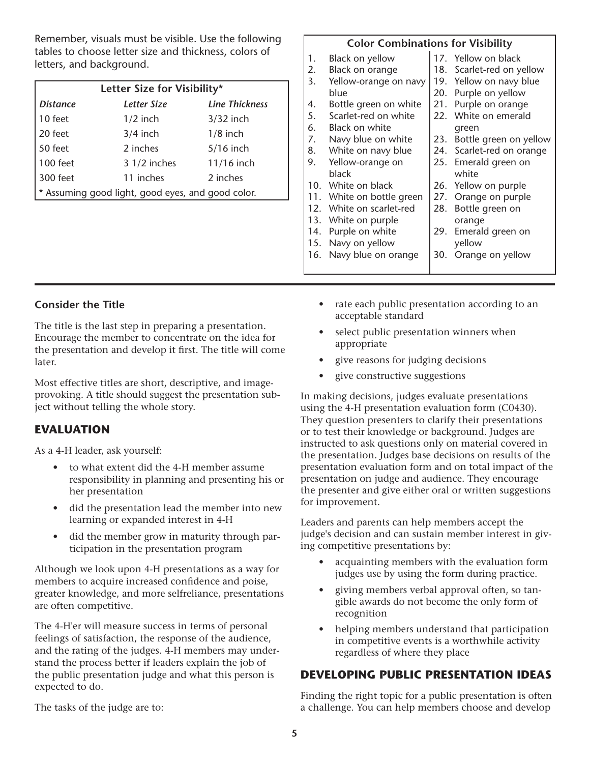Remember, visuals must be visible. Use the following tables to choose letter size and thickness, colors of letters, and background.

| Letter Size for Visibility* | | |
|---|---|---|
| *Distance* | *Letter Size* | *Line Thickness* |
| 10 feet | 1/2 inch | 3/32 inch |
| 20 feet | 3/4 inch | 1/8 inch |
| 50 feet | 2 inches | 5/16 inch |
| 100 feet | 3 1/2 inches | 11/16 inch |
| 300 feet | 11 inches | 2 inches |

\* Assuming good light, good eyes, and good color.

**Color Combinations for Visibility**

1. Black on yellow
2. Black on orange
3. Yellow-orange on navy blue
4. Bottle green on white
5. Scarlet-red on white
6. Black on white
7. Navy blue on white
8. White on navy blue
9. Yellow-orange on black
10. White on black
11. White on bottle green
12. White on scarlet-red
13. White on purple
14. Purple on white
15. Navy on yellow
16. Navy blue on orange
17. Yellow on black
18. Scarlet-red on yellow
19. Yellow on navy blue
20. Purple on yellow
21. Purple on orange
22. White on emerald green
23. Bottle green on yellow
24. Scarlet-red on orange
25. Emerald green on white
26. Yellow on purple
27. Orange on purple
28. Bottle green on orange
29. Emerald green on yellow
30. Orange on yellow

### Consider the Title

The title is the last step in preparing a presentation. Encourage the member to concentrate on the idea for the presentation and develop it first. The title will come later.

Most effective titles are short, descriptive, and image-provoking. A title should suggest the presentation subject without telling the whole story.

## EVALUATION

As a 4-H leader, ask yourself:

- to what extent did the 4-H member assume responsibility in planning and presenting his or her presentation
- did the presentation lead the member into new learning or expanded interest in 4-H
- did the member grow in maturity through participation in the presentation program

Although we look upon 4-H presentations as a way for members to acquire increased confidence and poise, greater knowledge, and more selfreliance, presentations are often competitive.

The 4-H'er will measure success in terms of personal feelings of satisfaction, the response of the audience, and the rating of the judges. 4-H members may understand the process better if leaders explain the job of the public presentation judge and what this person is expected to do.

The tasks of the judge are to:

- rate each public presentation according to an acceptable standard
- select public presentation winners when appropriate
- give reasons for judging decisions
- give constructive suggestions

In making decisions, judges evaluate presentations using the 4-H presentation evaluation form (C0430). They question presenters to clarify their presentations or to test their knowledge or background. Judges are instructed to ask questions only on material covered in the presentation. Judges base decisions on results of the presentation evaluation form and on total impact of the presentation on judge and audience. They encourage the presenter and give either oral or written suggestions for improvement.

Leaders and parents can help members accept the judge's decision and can sustain member interest in giving competitive presentations by:

- acquainting members with the evaluation form judges use by using the form during practice.
- giving members verbal approval often, so tangible awards do not become the only form of recognition
- helping members understand that participation in competitive events is a worthwhile activity regardless of where they place

## DEVELOPING PUBLIC PRESENTATION IDEAS

Finding the right topic for a public presentation is often a challenge. You can help members choose and develop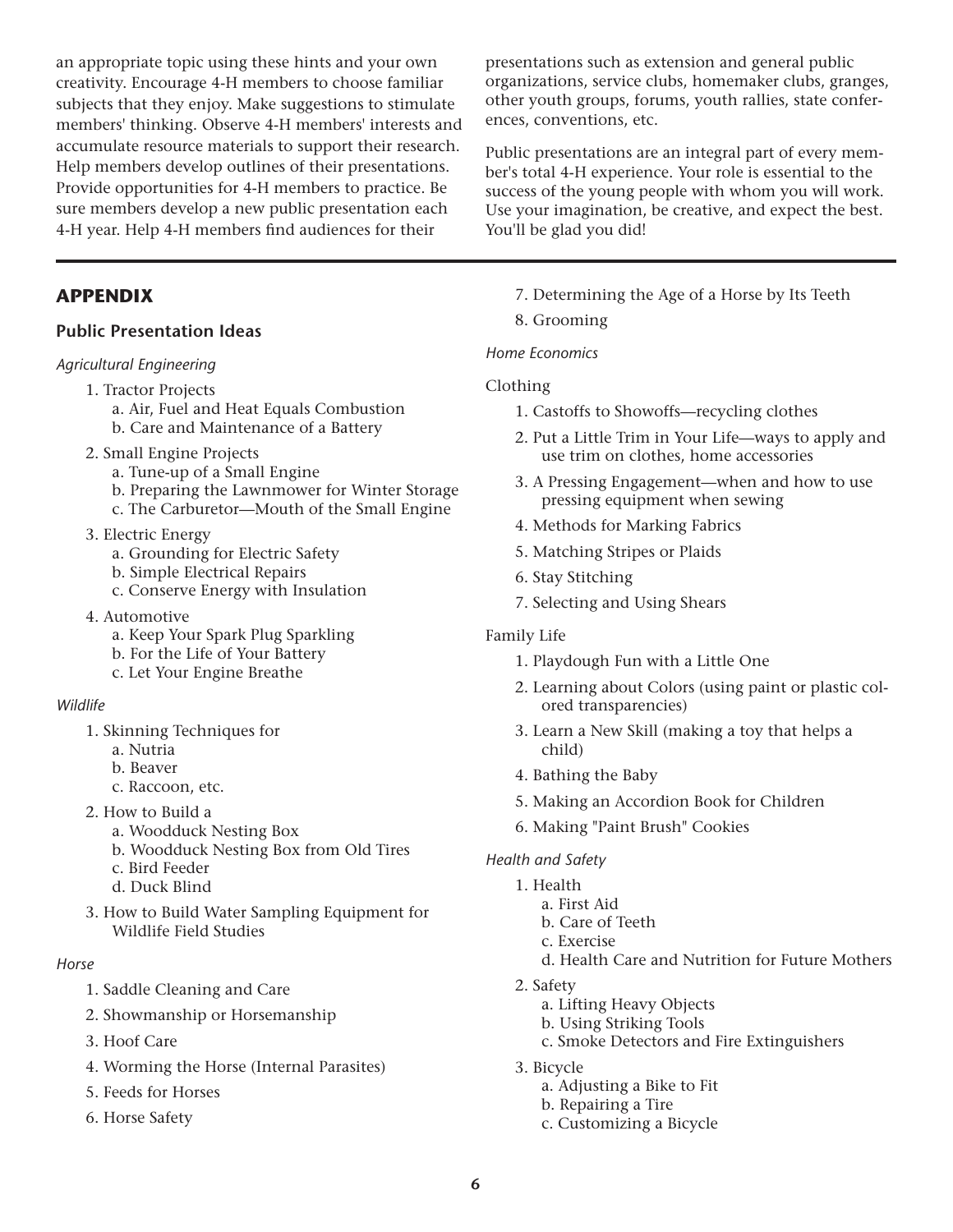an appropriate topic using these hints and your own creativity. Encourage 4-H members to choose familiar subjects that they enjoy. Make suggestions to stimulate members' thinking. Observe 4-H members' interests and accumulate resource materials to support their research. Help members develop outlines of their presentations. Provide opportunities for 4-H members to practice. Be sure members develop a new public presentation each 4-H year. Help 4-H members find audiences for their presentations such as extension and general public organizations, service clubs, homemaker clubs, granges, other youth groups, forums, youth rallies, state conferences, conventions, etc.

Public presentations are an integral part of every member's total 4-H experience. Your role is essential to the success of the young people with whom you will work. Use your imagination, be creative, and expect the best. You'll be glad you did!

## APPENDIX

### Public Presentation Ideas

*Agricultural Engineering*

1. Tractor Projects
   a. Air, Fuel and Heat Equals Combustion
   b. Care and Maintenance of a Battery
2. Small Engine Projects
   a. Tune-up of a Small Engine
   b. Preparing the Lawnmower for Winter Storage
   c. The Carburetor—Mouth of the Small Engine
3. Electric Energy
   a. Grounding for Electric Safety
   b. Simple Electrical Repairs
   c. Conserve Energy with Insulation
4. Automotive
   a. Keep Your Spark Plug Sparkling
   b. For the Life of Your Battery
   c. Let Your Engine Breathe

*Wildlife*

1. Skinning Techniques for
   a. Nutria
   b. Beaver
   c. Raccoon, etc.
2. How to Build a
   a. Woodduck Nesting Box
   b. Woodduck Nesting Box from Old Tires
   c. Bird Feeder
   d. Duck Blind
3. How to Build Water Sampling Equipment for Wildlife Field Studies

*Horse*

1. Saddle Cleaning and Care
2. Showmanship or Horsemanship
3. Hoof Care
4. Worming the Horse (Internal Parasites)
5. Feeds for Horses
6. Horse Safety
7. Determining the Age of a Horse by Its Teeth
8. Grooming

*Home Economics*

Clothing

1. Castoffs to Showoffs—recycling clothes
2. Put a Little Trim in Your Life—ways to apply and use trim on clothes, home accessories
3. A Pressing Engagement—when and how to use pressing equipment when sewing
4. Methods for Marking Fabrics
5. Matching Stripes or Plaids
6. Stay Stitching
7. Selecting and Using Shears

Family Life

1. Playdough Fun with a Little One
2. Learning about Colors (using paint or plastic colored transparencies)
3. Learn a New Skill (making a toy that helps a child)
4. Bathing the Baby
5. Making an Accordion Book for Children
6. Making "Paint Brush" Cookies

*Health and Safety*

1. Health
   a. First Aid
   b. Care of Teeth
   c. Exercise
   d. Health Care and Nutrition for Future Mothers
2. Safety
   a. Lifting Heavy Objects
   b. Using Striking Tools
   c. Smoke Detectors and Fire Extinguishers
3. Bicycle
   a. Adjusting a Bike to Fit
   b. Repairing a Tire
   c. Customizing a Bicycle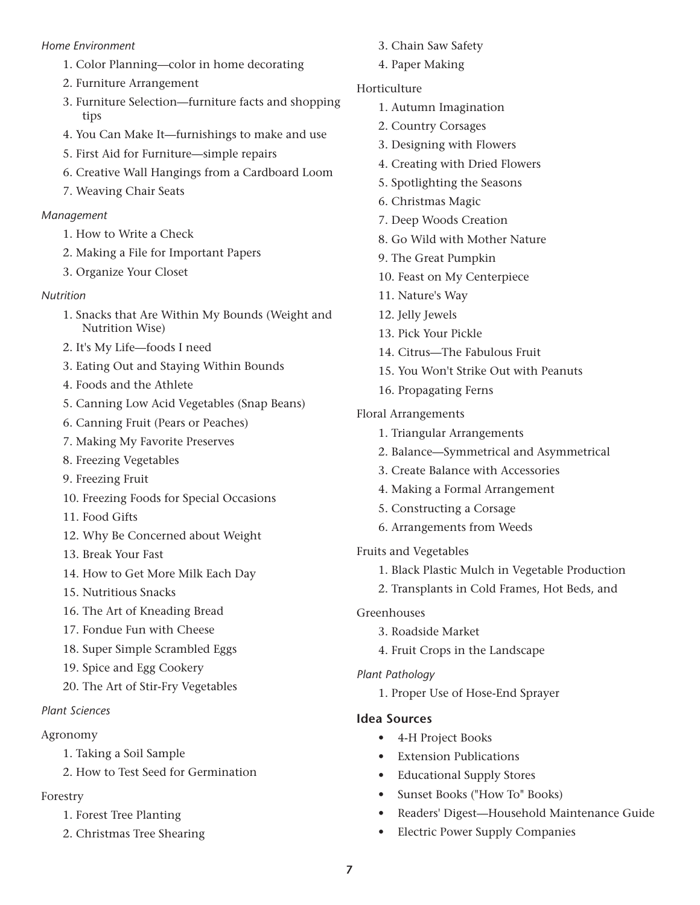*Home Environment*

1. Color Planning—color in home decorating
2. Furniture Arrangement
3. Furniture Selection—furniture facts and shopping tips
4. You Can Make It—furnishings to make and use
5. First Aid for Furniture—simple repairs
6. Creative Wall Hangings from a Cardboard Loom
7. Weaving Chair Seats

*Management*

1. How to Write a Check
2. Making a File for Important Papers
3. Organize Your Closet

*Nutrition*

1. Snacks that Are Within My Bounds (Weight and Nutrition Wise)
2. It's My Life—foods I need
3. Eating Out and Staying Within Bounds
4. Foods and the Athlete
5. Canning Low Acid Vegetables (Snap Beans)
6. Canning Fruit (Pears or Peaches)
7. Making My Favorite Preserves
8. Freezing Vegetables
9. Freezing Fruit
10. Freezing Foods for Special Occasions
11. Food Gifts
12. Why Be Concerned about Weight
13. Break Your Fast
14. How to Get More Milk Each Day
15. Nutritious Snacks
16. The Art of Kneading Bread
17. Fondue Fun with Cheese
18. Super Simple Scrambled Eggs
19. Spice and Egg Cookery
20. The Art of Stir-Fry Vegetables

*Plant Sciences*

Agronomy

1. Taking a Soil Sample
2. How to Test Seed for Germination

Forestry

1. Forest Tree Planting
2. Christmas Tree Shearing
3. Chain Saw Safety
4. Paper Making

Horticulture

1. Autumn Imagination
2. Country Corsages
3. Designing with Flowers
4. Creating with Dried Flowers
5. Spotlighting the Seasons
6. Christmas Magic
7. Deep Woods Creation
8. Go Wild with Mother Nature
9. The Great Pumpkin
10. Feast on My Centerpiece
11. Nature's Way
12. Jelly Jewels
13. Pick Your Pickle
14. Citrus—The Fabulous Fruit
15. You Won't Strike Out with Peanuts
16. Propagating Ferns

Floral Arrangements

1. Triangular Arrangements
2. Balance—Symmetrical and Asymmetrical
3. Create Balance with Accessories
4. Making a Formal Arrangement
5. Constructing a Corsage
6. Arrangements from Weeds

Fruits and Vegetables

1. Black Plastic Mulch in Vegetable Production
2. Transplants in Cold Frames, Hot Beds, and

Greenhouses

3. Roadside Market
4. Fruit Crops in the Landscape

*Plant Pathology*

1. Proper Use of Hose-End Sprayer

**Idea Sources**

- 4-H Project Books
- Extension Publications
- Educational Supply Stores
- Sunset Books ("How To" Books)
- Readers' Digest—Household Maintenance Guide
- Electric Power Supply Companies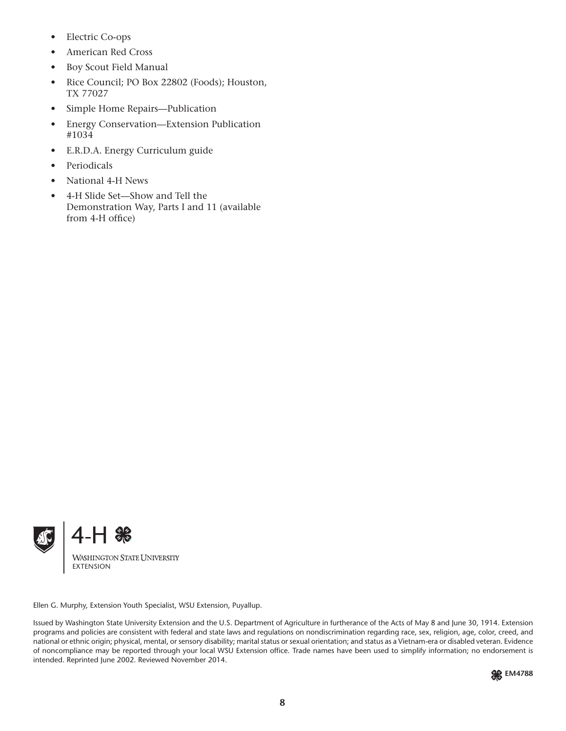- Electric Co-ops
- American Red Cross
- Boy Scout Field Manual
- Rice Council; PO Box 22802 (Foods); Houston, TX 77027
- Simple Home Repairs—Publication
- Energy Conservation—Extension Publication #1034
- E.R.D.A. Energy Curriculum guide
- Periodicals
- National 4-H News
- 4-H Slide Set—Show and Tell the Demonstration Way, Parts I and 11 (available from 4-H office)

4-H

Washington State University Extension

Ellen G. Murphy, Extension Youth Specialist, WSU Extension, Puyallup.

Issued by Washington State University Extension and the U.S. Department of Agriculture in furtherance of the Acts of May 8 and June 30, 1914. Extension programs and policies are consistent with federal and state laws and regulations on nondiscrimination regarding race, sex, religion, age, color, creed, and national or ethnic origin; physical, mental, or sensory disability; marital status or sexual orientation; and status as a Vietnam-era or disabled veteran. Evidence of noncompliance may be reported through your local WSU Extension office. Trade names have been used to simplify information; no endorsement is intended. Reprinted June 2002. Reviewed November 2014.

EM4788